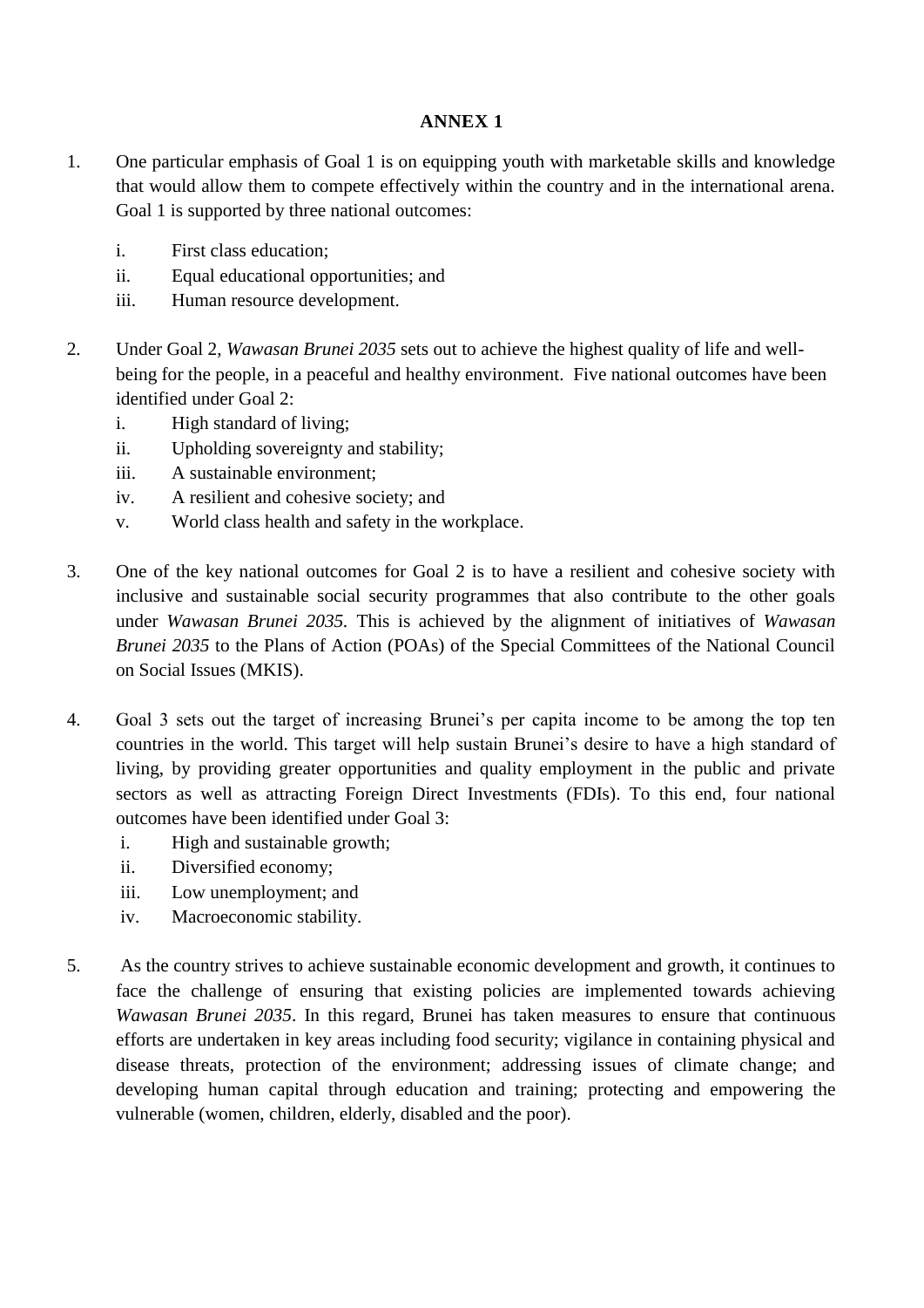# ANNEX 1

1. One particular emphasis of Goal 1 is on equipping youth with marketable skills and knowledge that would allow them to compete effectively within the country and in the international arena. Goal 1 is supported by three national outcomes:

   i. First class education;
   ii. Equal educational opportunities; and
   iii. Human resource development.

2. Under Goal 2, *Wawasan Brunei 2035* sets out to achieve the highest quality of life and well-being for the people, in a peaceful and healthy environment. Five national outcomes have been identified under Goal 2:

   i. High standard of living;
   ii. Upholding sovereignty and stability;
   iii. A sustainable environment;
   iv. A resilient and cohesive society; and
   v. World class health and safety in the workplace.

3. One of the key national outcomes for Goal 2 is to have a resilient and cohesive society with inclusive and sustainable social security programmes that also contribute to the other goals under *Wawasan Brunei 2035.* This is achieved by the alignment of initiatives of *Wawasan Brunei 2035* to the Plans of Action (POAs) of the Special Committees of the National Council on Social Issues (MKIS).

4. Goal 3 sets out the target of increasing Brunei's per capita income to be among the top ten countries in the world. This target will help sustain Brunei's desire to have a high standard of living, by providing greater opportunities and quality employment in the public and private sectors as well as attracting Foreign Direct Investments (FDIs). To this end, four national outcomes have been identified under Goal 3:

   i. High and sustainable growth;
   ii. Diversified economy;
   iii. Low unemployment; and
   iv. Macroeconomic stability.

5. As the country strives to achieve sustainable economic development and growth, it continues to face the challenge of ensuring that existing policies are implemented towards achieving *Wawasan Brunei 2035*. In this regard, Brunei has taken measures to ensure that continuous efforts are undertaken in key areas including food security; vigilance in containing physical and disease threats, protection of the environment; addressing issues of climate change; and developing human capital through education and training; protecting and empowering the vulnerable (women, children, elderly, disabled and the poor).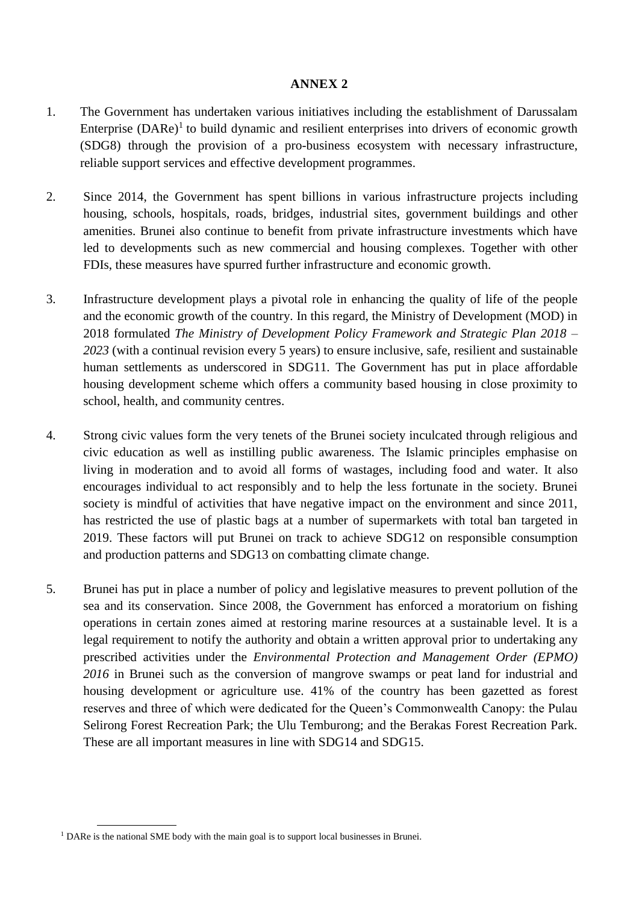**ANNEX 2**

1. The Government has undertaken various initiatives including the establishment of Darussalam Enterprise (DARe)[1] to build dynamic and resilient enterprises into drivers of economic growth (SDG8) through the provision of a pro-business ecosystem with necessary infrastructure, reliable support services and effective development programmes.

2. Since 2014, the Government has spent billions in various infrastructure projects including housing, schools, hospitals, roads, bridges, industrial sites, government buildings and other amenities. Brunei also continue to benefit from private infrastructure investments which have led to developments such as new commercial and housing complexes. Together with other FDIs, these measures have spurred further infrastructure and economic growth.

3. Infrastructure development plays a pivotal role in enhancing the quality of life of the people and the economic growth of the country. In this regard, the Ministry of Development (MOD) in 2018 formulated *The Ministry of Development Policy Framework and Strategic Plan 2018 – 2023* (with a continual revision every 5 years) to ensure inclusive, safe, resilient and sustainable human settlements as underscored in SDG11. The Government has put in place affordable housing development scheme which offers a community based housing in close proximity to school, health, and community centres.

4. Strong civic values form the very tenets of the Brunei society inculcated through religious and civic education as well as instilling public awareness. The Islamic principles emphasise on living in moderation and to avoid all forms of wastages, including food and water. It also encourages individual to act responsibly and to help the less fortunate in the society. Brunei society is mindful of activities that have negative impact on the environment and since 2011, has restricted the use of plastic bags at a number of supermarkets with total ban targeted in 2019. These factors will put Brunei on track to achieve SDG12 on responsible consumption and production patterns and SDG13 on combatting climate change.

5. Brunei has put in place a number of policy and legislative measures to prevent pollution of the sea and its conservation. Since 2008, the Government has enforced a moratorium on fishing operations in certain zones aimed at restoring marine resources at a sustainable level. It is a legal requirement to notify the authority and obtain a written approval prior to undertaking any prescribed activities under the *Environmental Protection and Management Order (EPMO) 2016* in Brunei such as the conversion of mangrove swamps or peat land for industrial and housing development or agriculture use. 41% of the country has been gazetted as forest reserves and three of which were dedicated for the Queen's Commonwealth Canopy: the Pulau Selirong Forest Recreation Park; the Ulu Temburong; and the Berakas Forest Recreation Park. These are all important measures in line with SDG14 and SDG15.

---

[1] DARe is the national SME body with the main goal is to support local businesses in Brunei.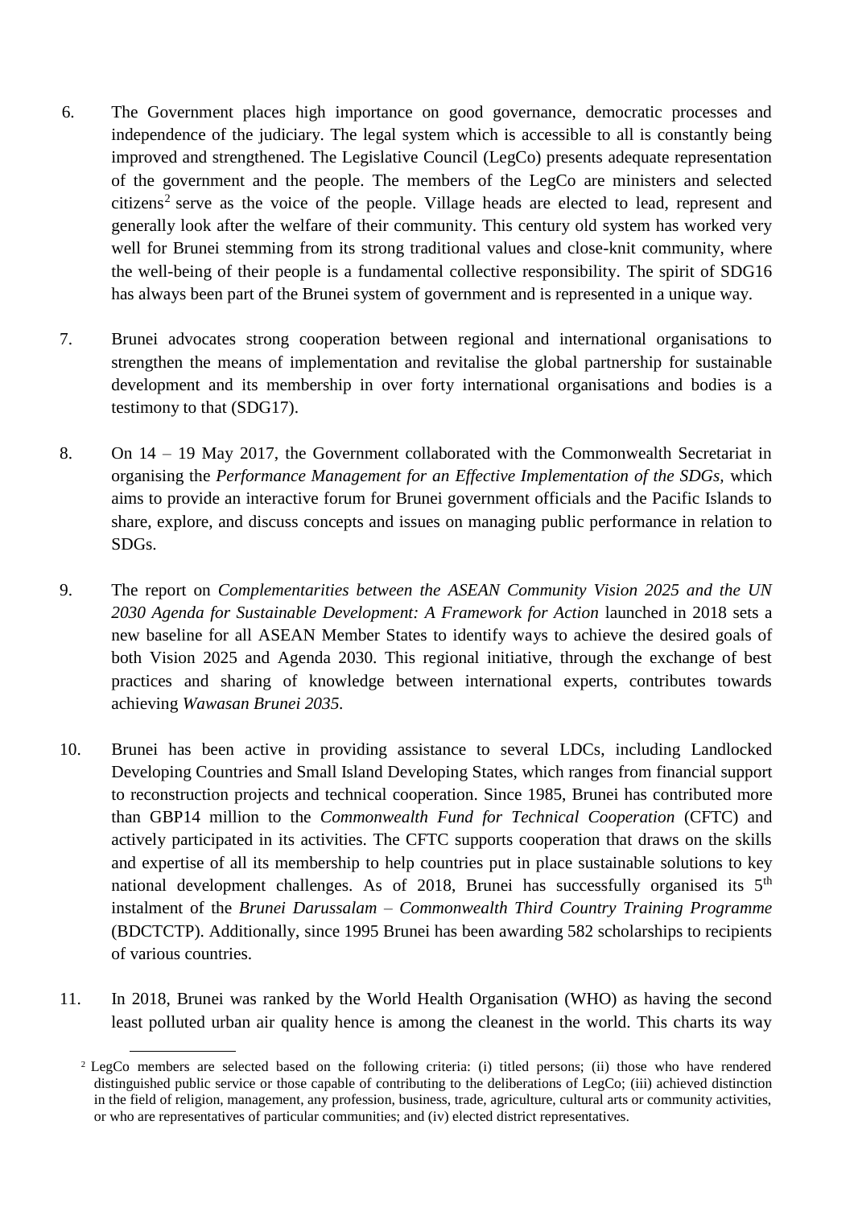6. The Government places high importance on good governance, democratic processes and independence of the judiciary. The legal system which is accessible to all is constantly being improved and strengthened. The Legislative Council (LegCo) presents adequate representation of the government and the people. The members of the LegCo are ministers and selected citizens[2] serve as the voice of the people. Village heads are elected to lead, represent and generally look after the welfare of their community. This century old system has worked very well for Brunei stemming from its strong traditional values and close-knit community, where the well-being of their people is a fundamental collective responsibility. The spirit of SDG16 has always been part of the Brunei system of government and is represented in a unique way.

7. Brunei advocates strong cooperation between regional and international organisations to strengthen the means of implementation and revitalise the global partnership for sustainable development and its membership in over forty international organisations and bodies is a testimony to that (SDG17).

8. On 14 – 19 May 2017, the Government collaborated with the Commonwealth Secretariat in organising the *Performance Management for an Effective Implementation of the SDGs,* which aims to provide an interactive forum for Brunei government officials and the Pacific Islands to share, explore, and discuss concepts and issues on managing public performance in relation to SDGs.

9. The report on *Complementarities between the ASEAN Community Vision 2025 and the UN 2030 Agenda for Sustainable Development: A Framework for Action* launched in 2018 sets a new baseline for all ASEAN Member States to identify ways to achieve the desired goals of both Vision 2025 and Agenda 2030. This regional initiative, through the exchange of best practices and sharing of knowledge between international experts, contributes towards achieving *Wawasan Brunei 2035.*

10. Brunei has been active in providing assistance to several LDCs, including Landlocked Developing Countries and Small Island Developing States, which ranges from financial support to reconstruction projects and technical cooperation. Since 1985, Brunei has contributed more than GBP14 million to the *Commonwealth Fund for Technical Cooperation* (CFTC) and actively participated in its activities. The CFTC supports cooperation that draws on the skills and expertise of all its membership to help countries put in place sustainable solutions to key national development challenges. As of 2018, Brunei has successfully organised its 5th instalment of the *Brunei Darussalam – Commonwealth Third Country Training Programme* (BDCTCTP). Additionally, since 1995 Brunei has been awarding 582 scholarships to recipients of various countries.

11. In 2018, Brunei was ranked by the World Health Organisation (WHO) as having the second least polluted urban air quality hence is among the cleanest in the world. This charts its way

[2] LegCo members are selected based on the following criteria: (i) titled persons; (ii) those who have rendered distinguished public service or those capable of contributing to the deliberations of LegCo; (iii) achieved distinction in the field of religion, management, any profession, business, trade, agriculture, cultural arts or community activities, or who are representatives of particular communities; and (iv) elected district representatives.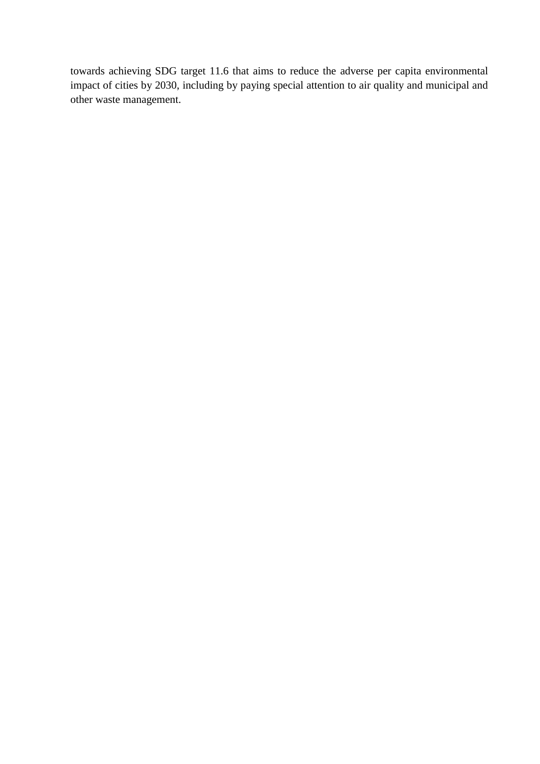towards achieving SDG target 11.6 that aims to reduce the adverse per capita environmental impact of cities by 2030, including by paying special attention to air quality and municipal and other waste management.